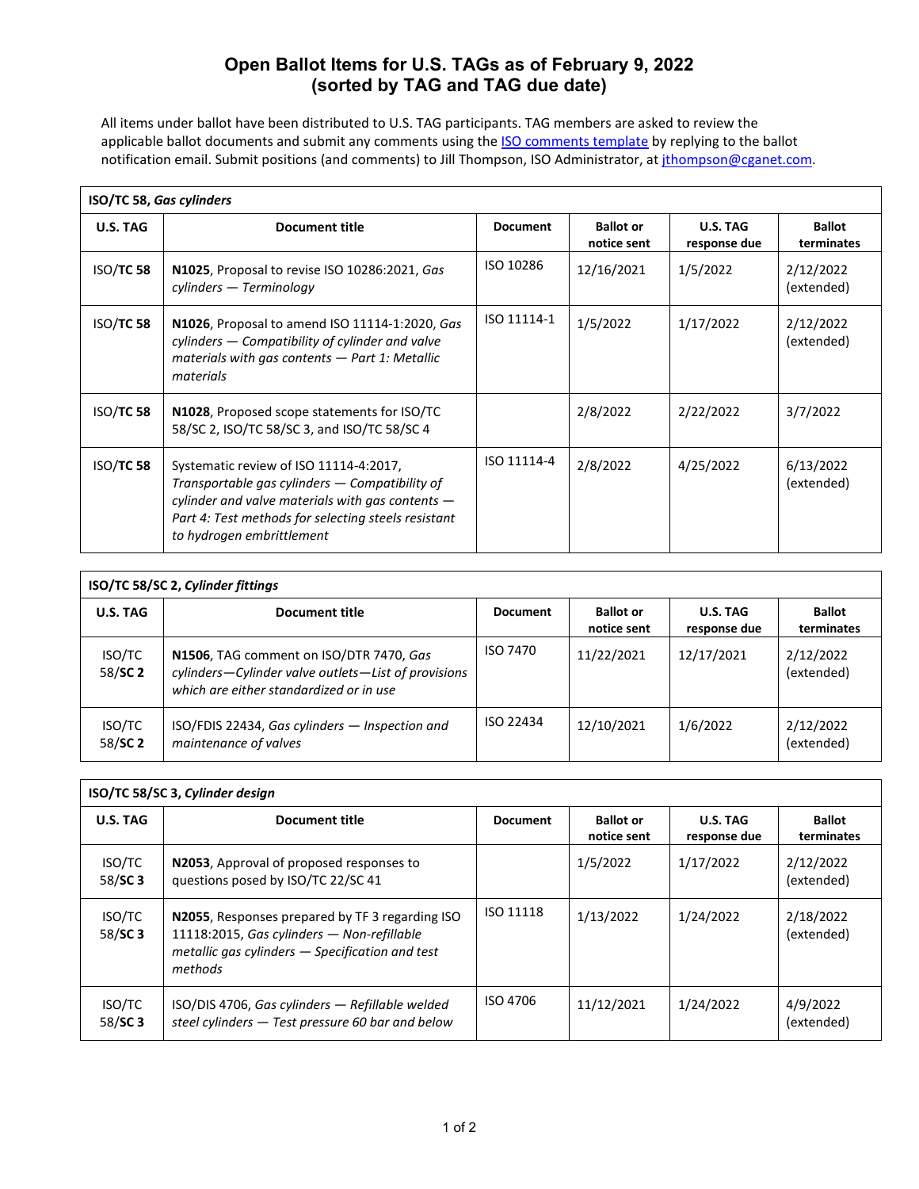# Open Ballot Items for U.S. TAGs as of February 9, 2022
## (sorted by TAG and TAG due date)

All items under ballot have been distributed to U.S. TAG participants. TAG members are asked to review the applicable ballot documents and submit any comments using the ISO comments template by replying to the ballot notification email. Submit positions (and comments) to Jill Thompson, ISO Administrator, at jthompson@cganet.com.

**ISO/TC 58, *Gas cylinders***

| U.S. TAG | Document title | Document | Ballot or notice sent | U.S. TAG response due | Ballot terminates |
|---|---|---|---|---|---|
| ISO/**TC 58** | **N1025**, Proposal to revise ISO 10286:2021, *Gas cylinders — Terminology* | ISO 10286 | 12/16/2021 | 1/5/2022 | 2/12/2022 (extended) |
| ISO/**TC 58** | **N1026**, Proposal to amend ISO 11114-1:2020, *Gas cylinders — Compatibility of cylinder and valve materials with gas contents — Part 1: Metallic materials* | ISO 11114-1 | 1/5/2022 | 1/17/2022 | 2/12/2022 (extended) |
| ISO/**TC 58** | **N1028**, Proposed scope statements for ISO/TC 58/SC 2, ISO/TC 58/SC 3, and ISO/TC 58/SC 4 | | 2/8/2022 | 2/22/2022 | 3/7/2022 |
| ISO/**TC 58** | Systematic review of ISO 11114-4:2017, *Transportable gas cylinders — Compatibility of cylinder and valve materials with gas contents — Part 4: Test methods for selecting steels resistant to hydrogen embrittlement* | ISO 11114-4 | 2/8/2022 | 4/25/2022 | 6/13/2022 (extended) |

**ISO/TC 58/SC 2, *Cylinder fittings***

| U.S. TAG | Document title | Document | Ballot or notice sent | U.S. TAG response due | Ballot terminates |
|---|---|---|---|---|---|
| ISO/TC 58/**SC 2** | **N1506**, TAG comment on ISO/DTR 7470, *Gas cylinders—Cylinder valve outlets—List of provisions which are either standardized or in use* | ISO 7470 | 11/22/2021 | 12/17/2021 | 2/12/2022 (extended) |
| ISO/TC 58/**SC 2** | ISO/FDIS 22434, *Gas cylinders — Inspection and maintenance of valves* | ISO 22434 | 12/10/2021 | 1/6/2022 | 2/12/2022 (extended) |

**ISO/TC 58/SC 3, *Cylinder design***

| U.S. TAG | Document title | Document | Ballot or notice sent | U.S. TAG response due | Ballot terminates |
|---|---|---|---|---|---|
| ISO/TC 58/**SC 3** | **N2053**, Approval of proposed responses to questions posed by ISO/TC 22/SC 41 | | 1/5/2022 | 1/17/2022 | 2/12/2022 (extended) |
| ISO/TC 58/**SC 3** | **N2055**, Responses prepared by TF 3 regarding ISO 11118:2015, *Gas cylinders — Non-refillable metallic gas cylinders — Specification and test methods* | ISO 11118 | 1/13/2022 | 1/24/2022 | 2/18/2022 (extended) |
| ISO/TC 58/**SC 3** | ISO/DIS 4706, *Gas cylinders — Refillable welded steel cylinders — Test pressure 60 bar and below* | ISO 4706 | 11/12/2021 | 1/24/2022 | 4/9/2022 (extended) |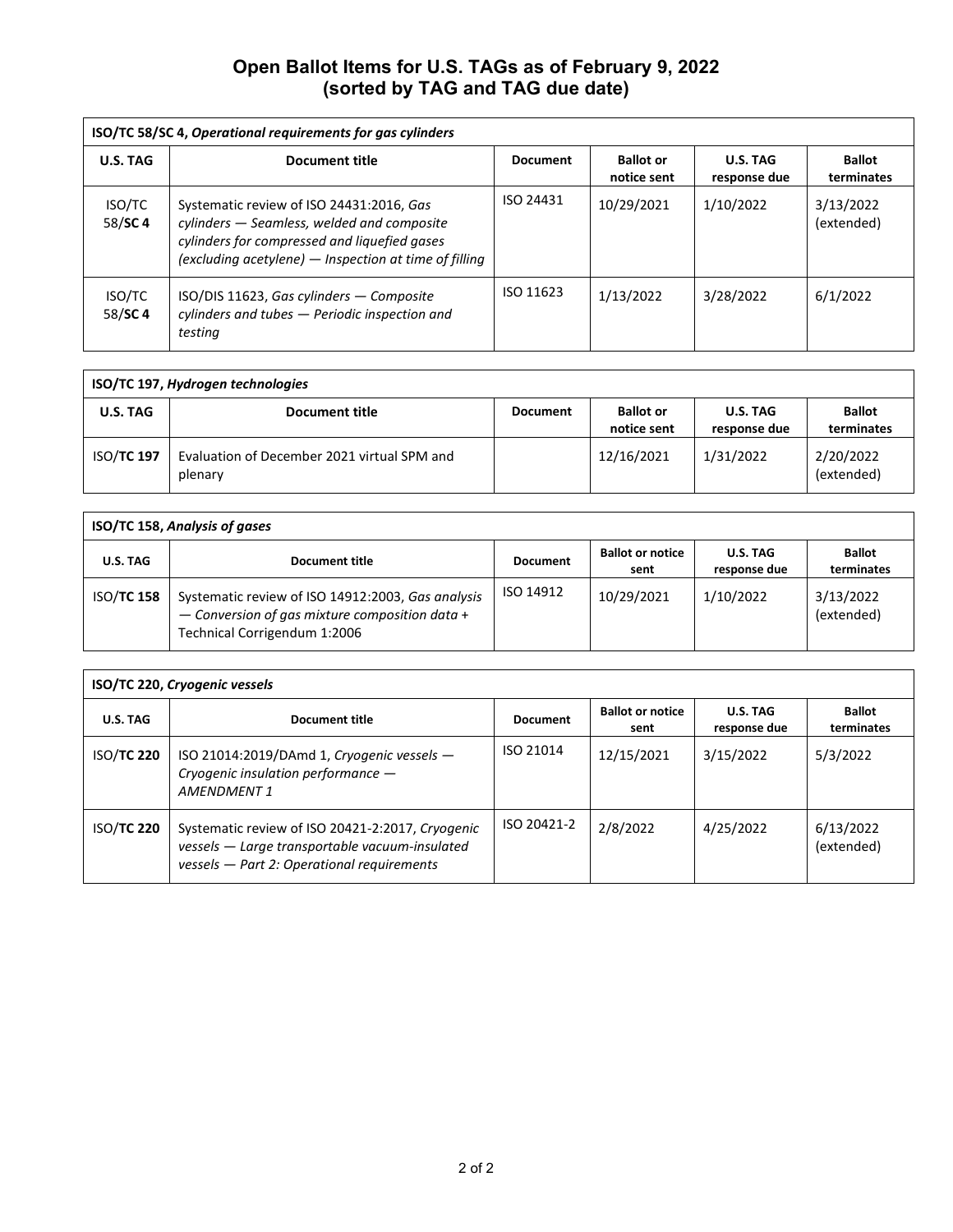# Open Ballot Items for U.S. TAGs as of February 9, 2022
## (sorted by TAG and TAG due date)

**ISO/TC 58/SC 4, *Operational requirements for gas cylinders***

| U.S. TAG | Document title | Document | Ballot or notice sent | U.S. TAG response due | Ballot terminates |
|---|---|---|---|---|---|
| ISO/TC 58/**SC 4** | Systematic review of ISO 24431:2016, *Gas cylinders — Seamless, welded and composite cylinders for compressed and liquefied gases (excluding acetylene) — Inspection at time of filling* | ISO 24431 | 10/29/2021 | 1/10/2022 | 3/13/2022 (extended) |
| ISO/TC 58/**SC 4** | ISO/DIS 11623, *Gas cylinders — Composite cylinders and tubes — Periodic inspection and testing* | ISO 11623 | 1/13/2022 | 3/28/2022 | 6/1/2022 |

**ISO/TC 197, *Hydrogen technologies***

| U.S. TAG | Document title | Document | Ballot or notice sent | U.S. TAG response due | Ballot terminates |
|---|---|---|---|---|---|
| ISO/**TC 197** | Evaluation of December 2021 virtual SPM and plenary | | 12/16/2021 | 1/31/2022 | 2/20/2022 (extended) |

**ISO/TC 158, *Analysis of gases***

| U.S. TAG | Document title | Document | Ballot or notice sent | U.S. TAG response due | Ballot terminates |
|---|---|---|---|---|---|
| ISO/**TC 158** | Systematic review of ISO 14912:2003, *Gas analysis — Conversion of gas mixture composition data* + Technical Corrigendum 1:2006 | ISO 14912 | 10/29/2021 | 1/10/2022 | 3/13/2022 (extended) |

**ISO/TC 220, *Cryogenic vessels***

| U.S. TAG | Document title | Document | Ballot or notice sent | U.S. TAG response due | Ballot terminates |
|---|---|---|---|---|---|
| ISO/**TC 220** | ISO 21014:2019/DAmd 1, *Cryogenic vessels — Cryogenic insulation performance — AMENDMENT 1* | ISO 21014 | 12/15/2021 | 3/15/2022 | 5/3/2022 |
| ISO/**TC 220** | Systematic review of ISO 20421-2:2017, *Cryogenic vessels — Large transportable vacuum-insulated vessels — Part 2: Operational requirements* | ISO 20421-2 | 2/8/2022 | 4/25/2022 | 6/13/2022 (extended) |